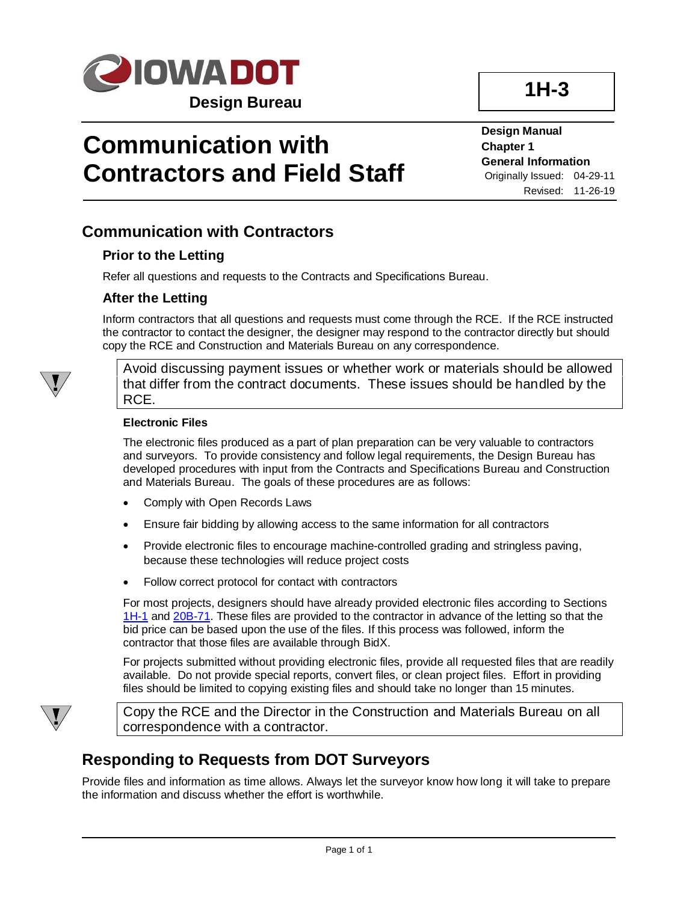IOWADOT

Design Bureau

**1H-3**

# Communication with Contractors and Field Staff

**Design Manual**
**Chapter 1**
**General Information**
Originally Issued: 04-29-11
Revised: 11-26-19

## Communication with Contractors

### Prior to the Letting

Refer all questions and requests to the Contracts and Specifications Bureau.

### After the Letting

Inform contractors that all questions and requests must come through the RCE. If the RCE instructed the contractor to contact the designer, the designer may respond to the contractor directly but should copy the RCE and Construction and Materials Bureau on any correspondence.

> Avoid discussing payment issues or whether work or materials should be allowed that differ from the contract documents. These issues should be handled by the RCE.

#### Electronic Files

The electronic files produced as a part of plan preparation can be very valuable to contractors and surveyors. To provide consistency and follow legal requirements, the Design Bureau has developed procedures with input from the Contracts and Specifications Bureau and Construction and Materials Bureau. The goals of these procedures are as follows:

- Comply with Open Records Laws
- Ensure fair bidding by allowing access to the same information for all contractors
- Provide electronic files to encourage machine-controlled grading and stringless paving, because these technologies will reduce project costs
- Follow correct protocol for contact with contractors

For most projects, designers should have already provided electronic files according to Sections 1H-1 and 20B-71. These files are provided to the contractor in advance of the letting so that the bid price can be based upon the use of the files. If this process was followed, inform the contractor that those files are available through BidX.

For projects submitted without providing electronic files, provide all requested files that are readily available. Do not provide special reports, convert files, or clean project files. Effort in providing files should be limited to copying existing files and should take no longer than 15 minutes.

> Copy the RCE and the Director in the Construction and Materials Bureau on all correspondence with a contractor.

## Responding to Requests from DOT Surveyors

Provide files and information as time allows. Always let the surveyor know how long it will take to prepare the information and discuss whether the effort is worthwhile.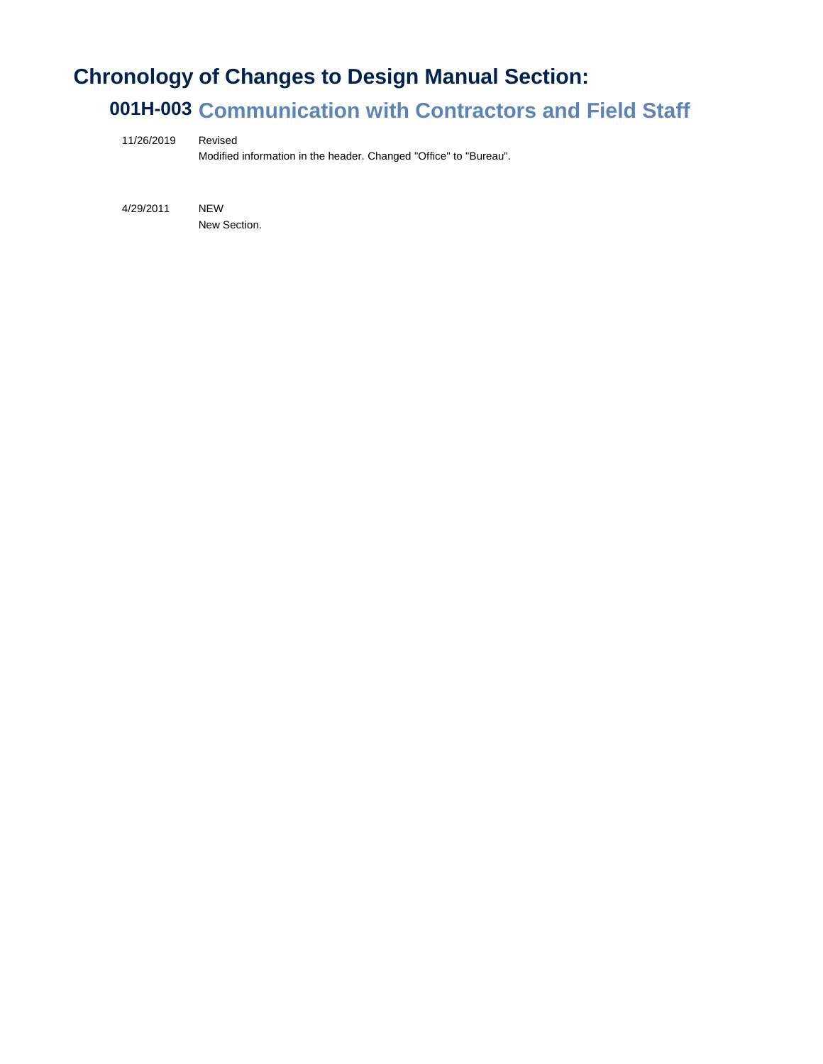# Chronology of Changes to Design Manual Section:

## 001H-003 Communication with Contractors and Field Staff

| | |
|---|---|
| 11/26/2019 | Revised<br>Modified information in the header. Changed "Office" to "Bureau". |
| 4/29/2011 | NEW<br>New Section. |